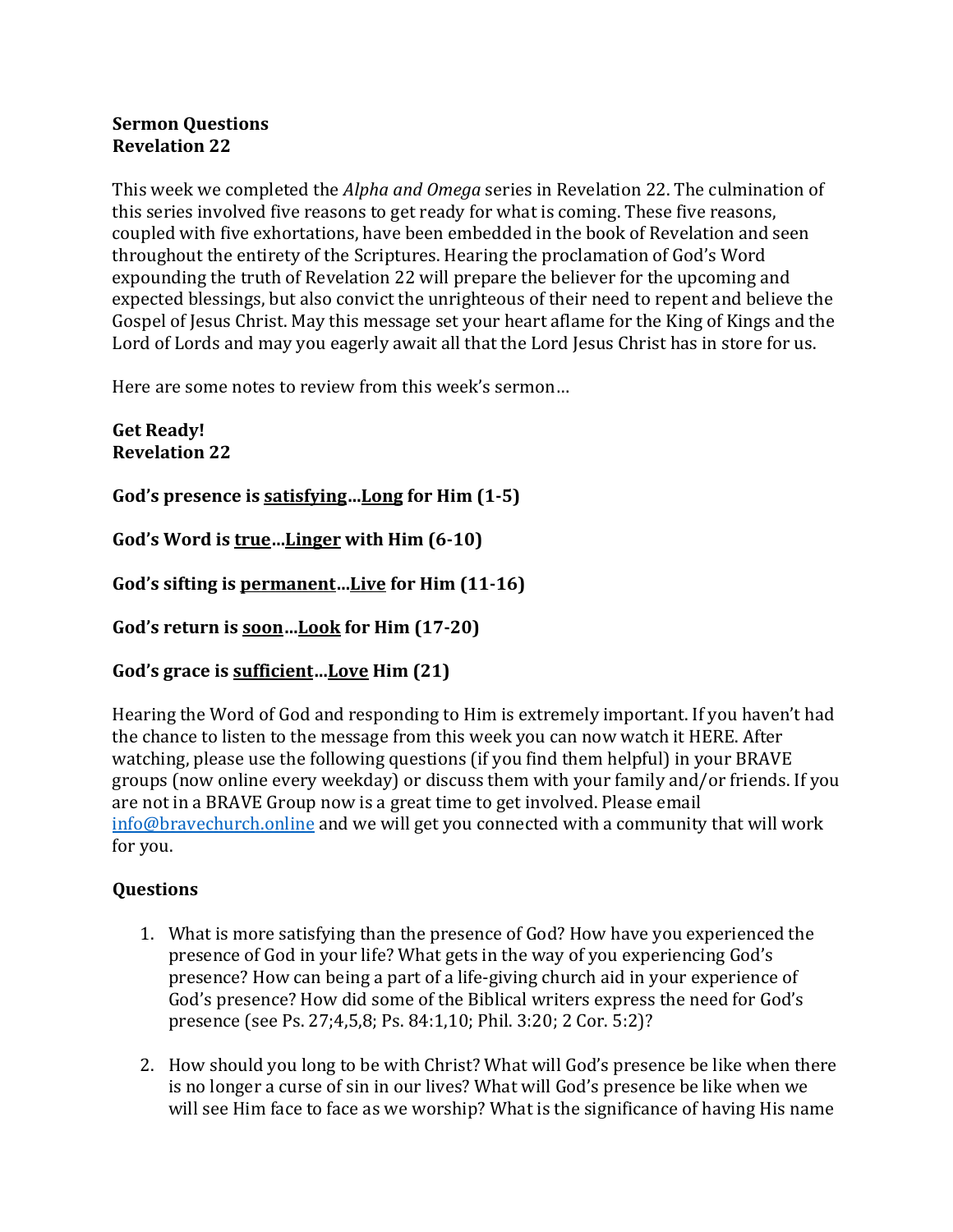**Sermon Questions**
**Revelation 22**

This week we completed the *Alpha and Omega* series in Revelation 22. The culmination of this series involved five reasons to get ready for what is coming. These five reasons, coupled with five exhortations, have been embedded in the book of Revelation and seen throughout the entirety of the Scriptures. Hearing the proclamation of God's Word expounding the truth of Revelation 22 will prepare the believer for the upcoming and expected blessings, but also convict the unrighteous of their need to repent and believe the Gospel of Jesus Christ. May this message set your heart aflame for the King of Kings and the Lord of Lords and may you eagerly await all that the Lord Jesus Christ has in store for us.

Here are some notes to review from this week's sermon…

**Get Ready!**
**Revelation 22**

**God's presence is <u>satisfying</u>…<u>Long</u> for Him (1-5)**

**God's Word is <u>true</u>…<u>Linger</u> with Him (6-10)**

**God's sifting is <u>permanent</u>…<u>Live</u> for Him (11-16)**

**God's return is <u>soon</u>…<u>Look</u> for Him (17-20)**

**God's grace is <u>sufficient</u>…<u>Love</u> Him (21)**

Hearing the Word of God and responding to Him is extremely important. If you haven't had the chance to listen to the message from this week you can now watch it HERE. After watching, please use the following questions (if you find them helpful) in your BRAVE groups (now online every weekday) or discuss them with your family and/or friends. If you are not in a BRAVE Group now is a great time to get involved. Please email info@bravechurch.online and we will get you connected with a community that will work for you.

**Questions**

1. What is more satisfying than the presence of God? How have you experienced the presence of God in your life? What gets in the way of you experiencing God's presence? How can being a part of a life-giving church aid in your experience of God's presence? How did some of the Biblical writers express the need for God's presence (see Ps. 27;4,5,8; Ps. 84:1,10; Phil. 3:20; 2 Cor. 5:2)?

2. How should you long to be with Christ? What will God's presence be like when there is no longer a curse of sin in our lives? What will God's presence be like when we will see Him face to face as we worship? What is the significance of having His name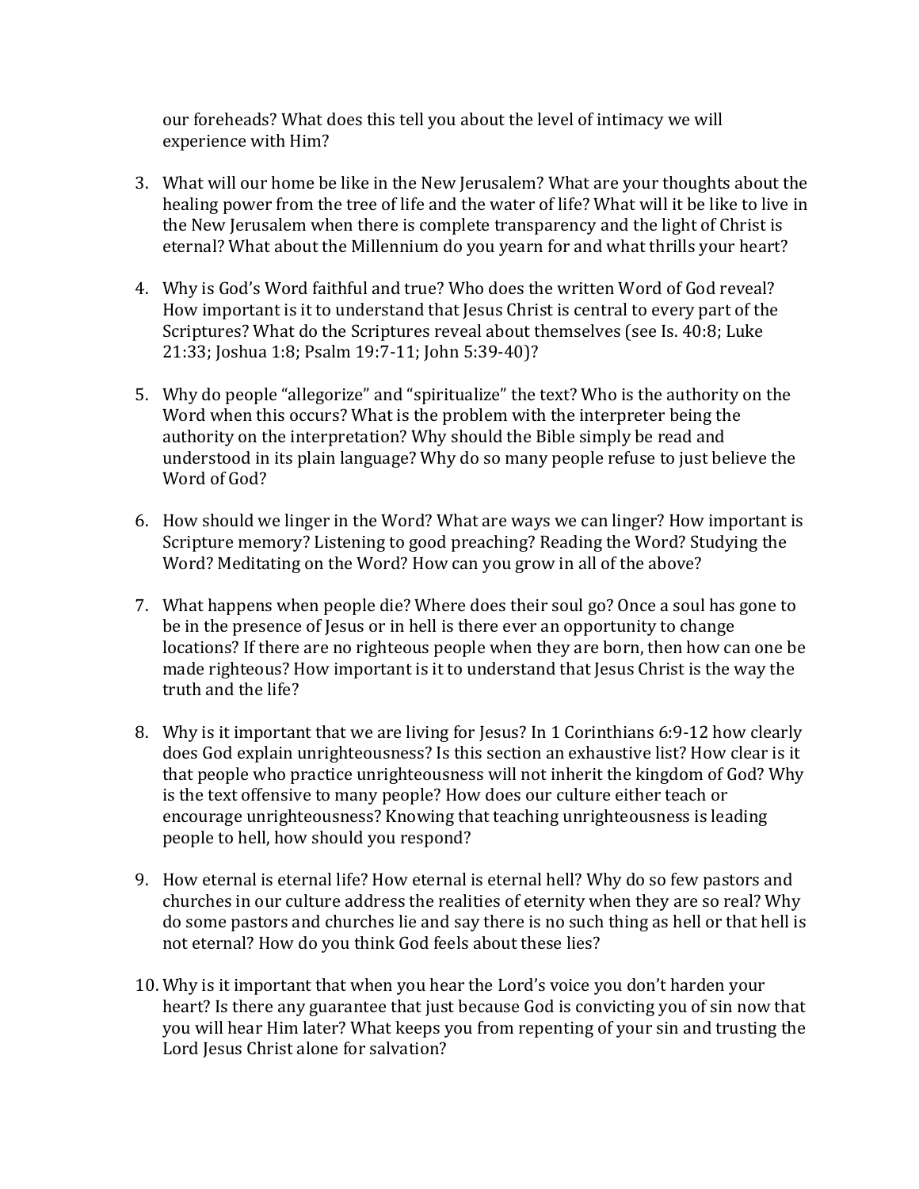our foreheads? What does this tell you about the level of intimacy we will experience with Him?

3. What will our home be like in the New Jerusalem? What are your thoughts about the healing power from the tree of life and the water of life? What will it be like to live in the New Jerusalem when there is complete transparency and the light of Christ is eternal? What about the Millennium do you yearn for and what thrills your heart?

4. Why is God's Word faithful and true? Who does the written Word of God reveal? How important is it to understand that Jesus Christ is central to every part of the Scriptures? What do the Scriptures reveal about themselves (see Is. 40:8; Luke 21:33; Joshua 1:8; Psalm 19:7-11; John 5:39-40)?

5. Why do people "allegorize" and "spiritualize" the text? Who is the authority on the Word when this occurs? What is the problem with the interpreter being the authority on the interpretation? Why should the Bible simply be read and understood in its plain language? Why do so many people refuse to just believe the Word of God?

6. How should we linger in the Word? What are ways we can linger? How important is Scripture memory? Listening to good preaching? Reading the Word? Studying the Word? Meditating on the Word? How can you grow in all of the above?

7. What happens when people die? Where does their soul go? Once a soul has gone to be in the presence of Jesus or in hell is there ever an opportunity to change locations? If there are no righteous people when they are born, then how can one be made righteous? How important is it to understand that Jesus Christ is the way the truth and the life?

8. Why is it important that we are living for Jesus? In 1 Corinthians 6:9-12 how clearly does God explain unrighteousness? Is this section an exhaustive list? How clear is it that people who practice unrighteousness will not inherit the kingdom of God? Why is the text offensive to many people? How does our culture either teach or encourage unrighteousness? Knowing that teaching unrighteousness is leading people to hell, how should you respond?

9. How eternal is eternal life? How eternal is eternal hell? Why do so few pastors and churches in our culture address the realities of eternity when they are so real? Why do some pastors and churches lie and say there is no such thing as hell or that hell is not eternal? How do you think God feels about these lies?

10. Why is it important that when you hear the Lord's voice you don't harden your heart? Is there any guarantee that just because God is convicting you of sin now that you will hear Him later? What keeps you from repenting of your sin and trusting the Lord Jesus Christ alone for salvation?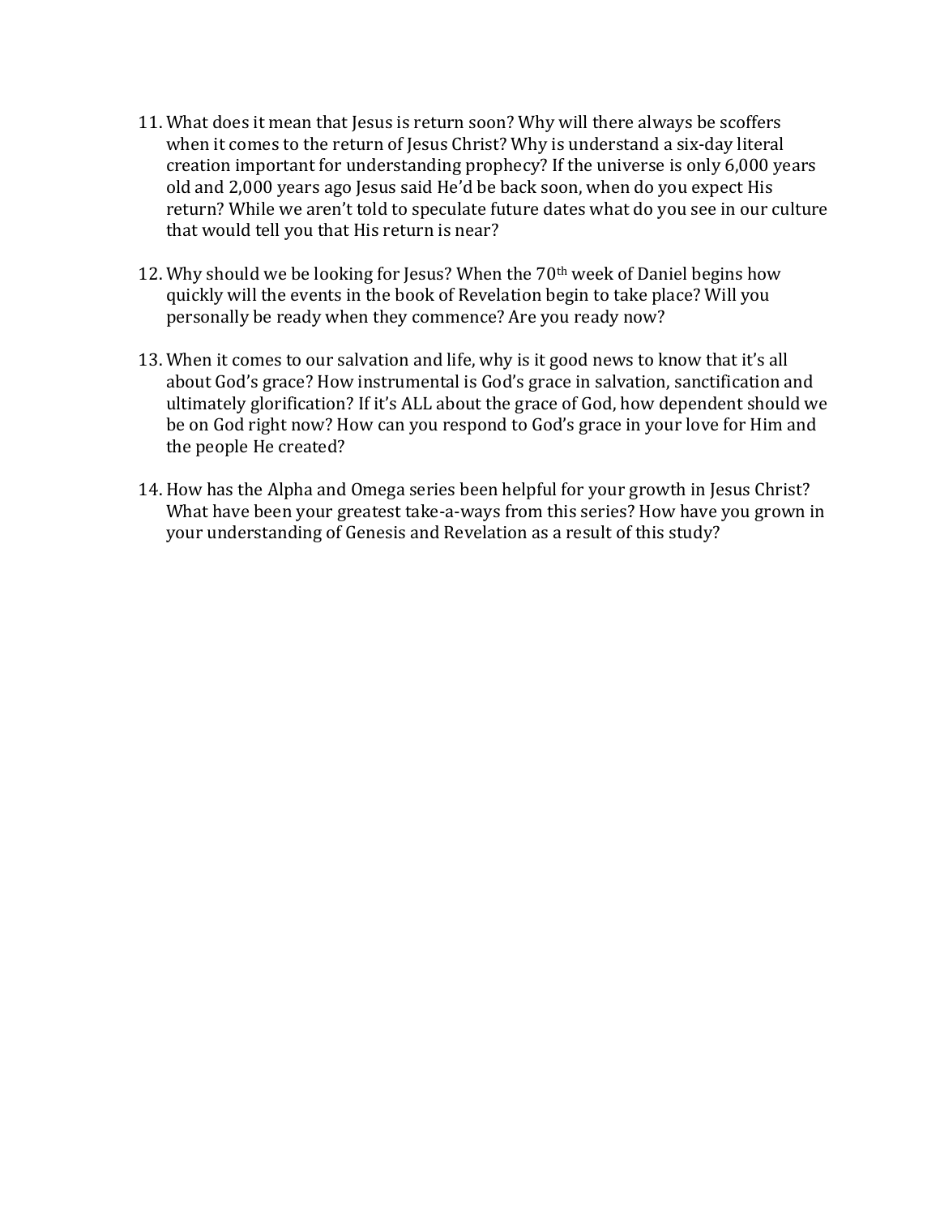11. What does it mean that Jesus is return soon? Why will there always be scoffers when it comes to the return of Jesus Christ? Why is understand a six-day literal creation important for understanding prophecy? If the universe is only 6,000 years old and 2,000 years ago Jesus said He'd be back soon, when do you expect His return? While we aren't told to speculate future dates what do you see in our culture that would tell you that His return is near?

12. Why should we be looking for Jesus? When the 70th week of Daniel begins how quickly will the events in the book of Revelation begin to take place? Will you personally be ready when they commence? Are you ready now?

13. When it comes to our salvation and life, why is it good news to know that it's all about God's grace? How instrumental is God's grace in salvation, sanctification and ultimately glorification? If it's ALL about the grace of God, how dependent should we be on God right now? How can you respond to God's grace in your love for Him and the people He created?

14. How has the Alpha and Omega series been helpful for your growth in Jesus Christ? What have been your greatest take-a-ways from this series? How have you grown in your understanding of Genesis and Revelation as a result of this study?